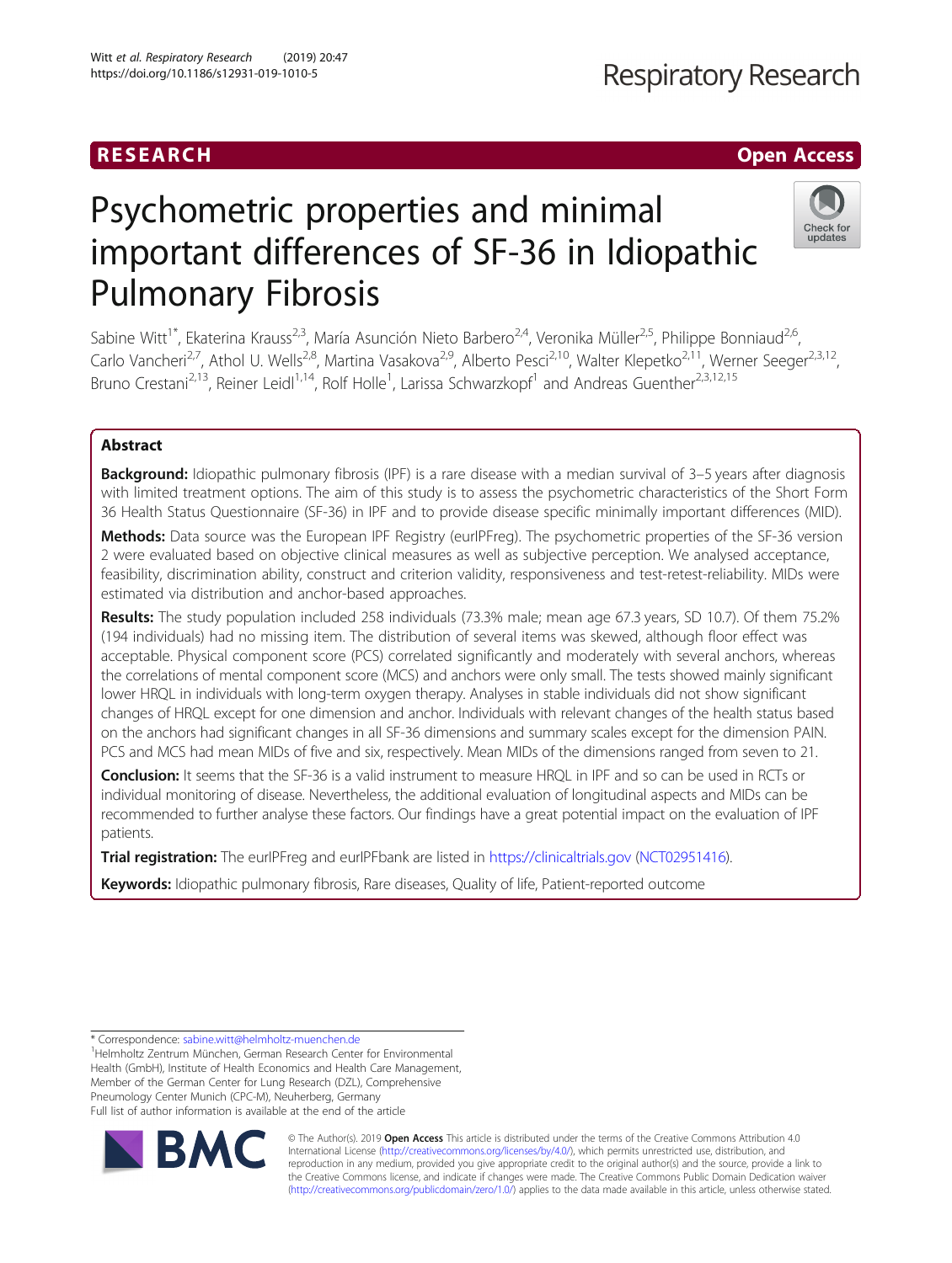RESEARCH

Open Access

# Psychometric properties and minimal important differences of SF-36 in Idiopathic Pulmonary Fibrosis

Sabine Witt[1*], Ekaterina Krauss[2,3], María Asunción Nieto Barbero[2,4], Veronika Müller[2,5], Philippe Bonniaud[2,6], Carlo Vancheri[2,7], Athol U. Wells[2,8], Martina Vasakova[2,9], Alberto Pesci[2,10], Walter Klepetko[2,11], Werner Seeger[2,3,12], Bruno Crestani[2,13], Reiner Leidl[1,14], Rolf Holle[1], Larissa Schwarzkopf[1] and Andreas Guenther[2,3,12,15]

## Abstract

**Background:** Idiopathic pulmonary fibrosis (IPF) is a rare disease with a median survival of 3–5 years after diagnosis with limited treatment options. The aim of this study is to assess the psychometric characteristics of the Short Form 36 Health Status Questionnaire (SF-36) in IPF and to provide disease specific minimally important differences (MID).

**Methods:** Data source was the European IPF Registry (eurIPFreg). The psychometric properties of the SF-36 version 2 were evaluated based on objective clinical measures as well as subjective perception. We analysed acceptance, feasibility, discrimination ability, construct and criterion validity, responsiveness and test-retest-reliability. MIDs were estimated via distribution and anchor-based approaches.

**Results:** The study population included 258 individuals (73.3% male; mean age 67.3 years, SD 10.7). Of them 75.2% (194 individuals) had no missing item. The distribution of several items was skewed, although floor effect was acceptable. Physical component score (PCS) correlated significantly and moderately with several anchors, whereas the correlations of mental component score (MCS) and anchors were only small. The tests showed mainly significant lower HRQL in individuals with long-term oxygen therapy. Analyses in stable individuals did not show significant changes of HRQL except for one dimension and anchor. Individuals with relevant changes of the health status based on the anchors had significant changes in all SF-36 dimensions and summary scales except for the dimension PAIN. PCS and MCS had mean MIDs of five and six, respectively. Mean MIDs of the dimensions ranged from seven to 21.

**Conclusion:** It seems that the SF-36 is a valid instrument to measure HRQL in IPF and so can be used in RCTs or individual monitoring of disease. Nevertheless, the additional evaluation of longitudinal aspects and MIDs can be recommended to further analyse these factors. Our findings have a great potential impact on the evaluation of IPF patients.

**Trial registration:** The eurIPFreg and eurIPFbank are listed in https://clinicaltrials.gov (NCT02951416).

**Keywords:** Idiopathic pulmonary fibrosis, Rare diseases, Quality of life, Patient-reported outcome

---

* Correspondence: sabine.witt@helmholtz-muenchen.de

[1]Helmholtz Zentrum München, German Research Center for Environmental Health (GmbH), Institute of Health Economics and Health Care Management, Member of the German Center for Lung Research (DZL), Comprehensive Pneumology Center Munich (CPC-M), Neuherberg, Germany

Full list of author information is available at the end of the article

© The Author(s). 2019 **Open Access** This article is distributed under the terms of the Creative Commons Attribution 4.0 International License (http://creativecommons.org/licenses/by/4.0/), which permits unrestricted use, distribution, and reproduction in any medium, provided you give appropriate credit to the original author(s) and the source, provide a link to the Creative Commons license, and indicate if changes were made. The Creative Commons Public Domain Dedication waiver (http://creativecommons.org/publicdomain/zero/1.0/) applies to the data made available in this article, unless otherwise stated.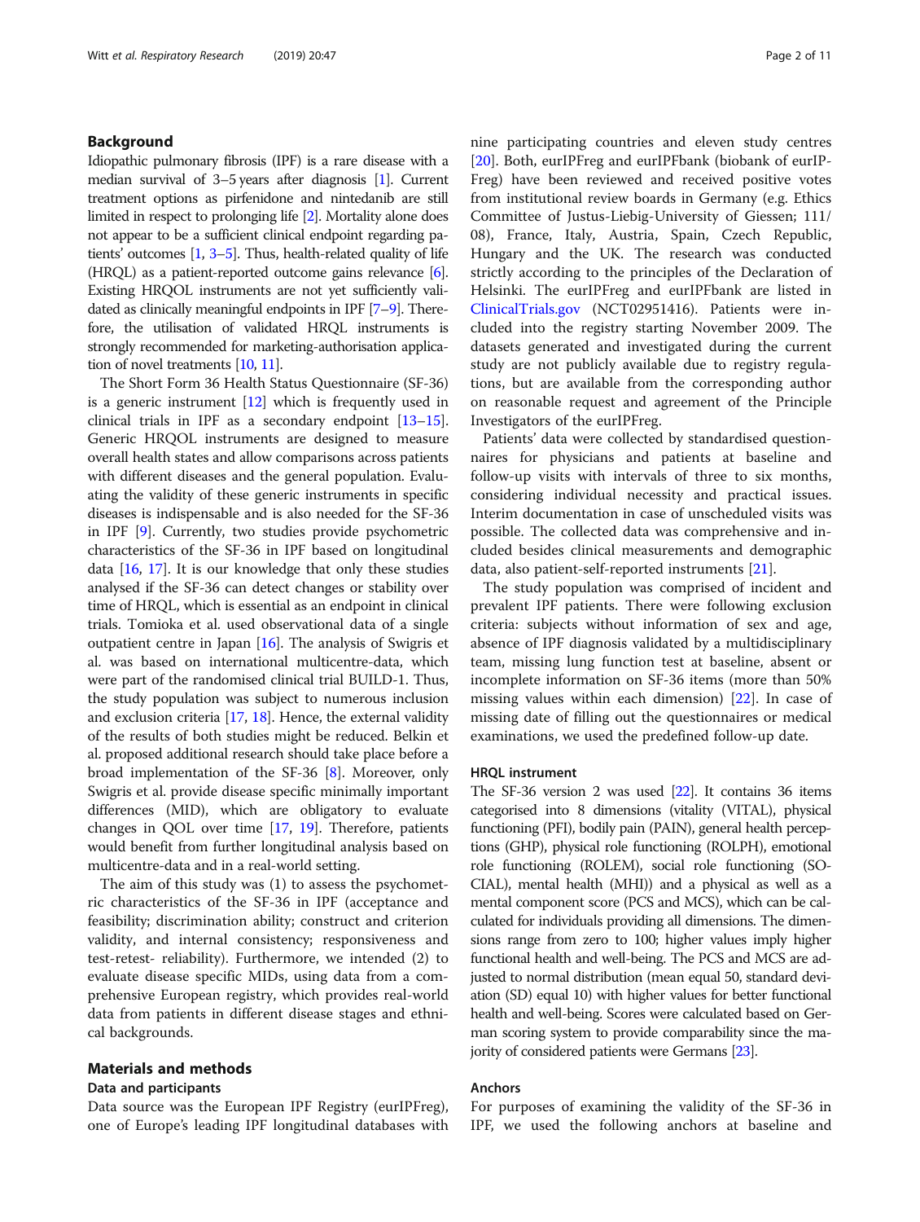## Background

Idiopathic pulmonary fibrosis (IPF) is a rare disease with a median survival of 3–5 years after diagnosis [1]. Current treatment options as pirfenidone and nintedanib are still limited in respect to prolonging life [2]. Mortality alone does not appear to be a sufficient clinical endpoint regarding patients' outcomes [1, 3–5]. Thus, health-related quality of life (HRQL) as a patient-reported outcome gains relevance [6]. Existing HRQOL instruments are not yet sufficiently validated as clinically meaningful endpoints in IPF [7–9]. Therefore, the utilisation of validated HRQL instruments is strongly recommended for marketing-authorisation application of novel treatments [10, 11].

The Short Form 36 Health Status Questionnaire (SF-36) is a generic instrument [12] which is frequently used in clinical trials in IPF as a secondary endpoint [13–15]. Generic HRQOL instruments are designed to measure overall health states and allow comparisons across patients with different diseases and the general population. Evaluating the validity of these generic instruments in specific diseases is indispensable and is also needed for the SF-36 in IPF [9]. Currently, two studies provide psychometric characteristics of the SF-36 in IPF based on longitudinal data [16, 17]. It is our knowledge that only these studies analysed if the SF-36 can detect changes or stability over time of HRQL, which is essential as an endpoint in clinical trials. Tomioka et al. used observational data of a single outpatient centre in Japan [16]. The analysis of Swigris et al. was based on international multicentre-data, which were part of the randomised clinical trial BUILD-1. Thus, the study population was subject to numerous inclusion and exclusion criteria [17, 18]. Hence, the external validity of the results of both studies might be reduced. Belkin et al. proposed additional research should take place before a broad implementation of the SF-36 [8]. Moreover, only Swigris et al. provide disease specific minimally important differences (MID), which are obligatory to evaluate changes in QOL over time [17, 19]. Therefore, patients would benefit from further longitudinal analysis based on multicentre-data and in a real-world setting.

The aim of this study was (1) to assess the psychometric characteristics of the SF-36 in IPF (acceptance and feasibility; discrimination ability; construct and criterion validity, and internal consistency; responsiveness and test-retest- reliability). Furthermore, we intended (2) to evaluate disease specific MIDs, using data from a comprehensive European registry, which provides real-world data from patients in different disease stages and ethnical backgrounds.

## Materials and methods

### Data and participants

Data source was the European IPF Registry (eurIPFreg), one of Europe's leading IPF longitudinal databases with nine participating countries and eleven study centres [20]. Both, eurIPFreg and eurIPFbank (biobank of eurIPFreg) have been reviewed and received positive votes from institutional review boards in Germany (e.g. Ethics Committee of Justus-Liebig-University of Giessen; 111/08), France, Italy, Austria, Spain, Czech Republic, Hungary and the UK. The research was conducted strictly according to the principles of the Declaration of Helsinki. The eurIPFreg and eurIPFbank are listed in ClinicalTrials.gov (NCT02951416). Patients were included into the registry starting November 2009. The datasets generated and investigated during the current study are not publicly available due to registry regulations, but are available from the corresponding author on reasonable request and agreement of the Principle Investigators of the eurIPFreg.

Patients' data were collected by standardised questionnaires for physicians and patients at baseline and follow-up visits with intervals of three to six months, considering individual necessity and practical issues. Interim documentation in case of unscheduled visits was possible. The collected data was comprehensive and included besides clinical measurements and demographic data, also patient-self-reported instruments [21].

The study population was comprised of incident and prevalent IPF patients. There were following exclusion criteria: subjects without information of sex and age, absence of IPF diagnosis validated by a multidisciplinary team, missing lung function test at baseline, absent or incomplete information on SF-36 items (more than 50% missing values within each dimension) [22]. In case of missing date of filling out the questionnaires or medical examinations, we used the predefined follow-up date.

### HRQL instrument

The SF-36 version 2 was used [22]. It contains 36 items categorised into 8 dimensions (vitality (VITAL), physical functioning (PFI), bodily pain (PAIN), general health perceptions (GHP), physical role functioning (ROLPH), emotional role functioning (ROLEM), social role functioning (SOCIAL), mental health (MHI)) and a physical as well as a mental component score (PCS and MCS), which can be calculated for individuals providing all dimensions. The dimensions range from zero to 100; higher values imply higher functional health and well-being. The PCS and MCS are adjusted to normal distribution (mean equal 50, standard deviation (SD) equal 10) with higher values for better functional health and well-being. Scores were calculated based on German scoring system to provide comparability since the majority of considered patients were Germans [23].

### Anchors

For purposes of examining the validity of the SF-36 in IPF, we used the following anchors at baseline and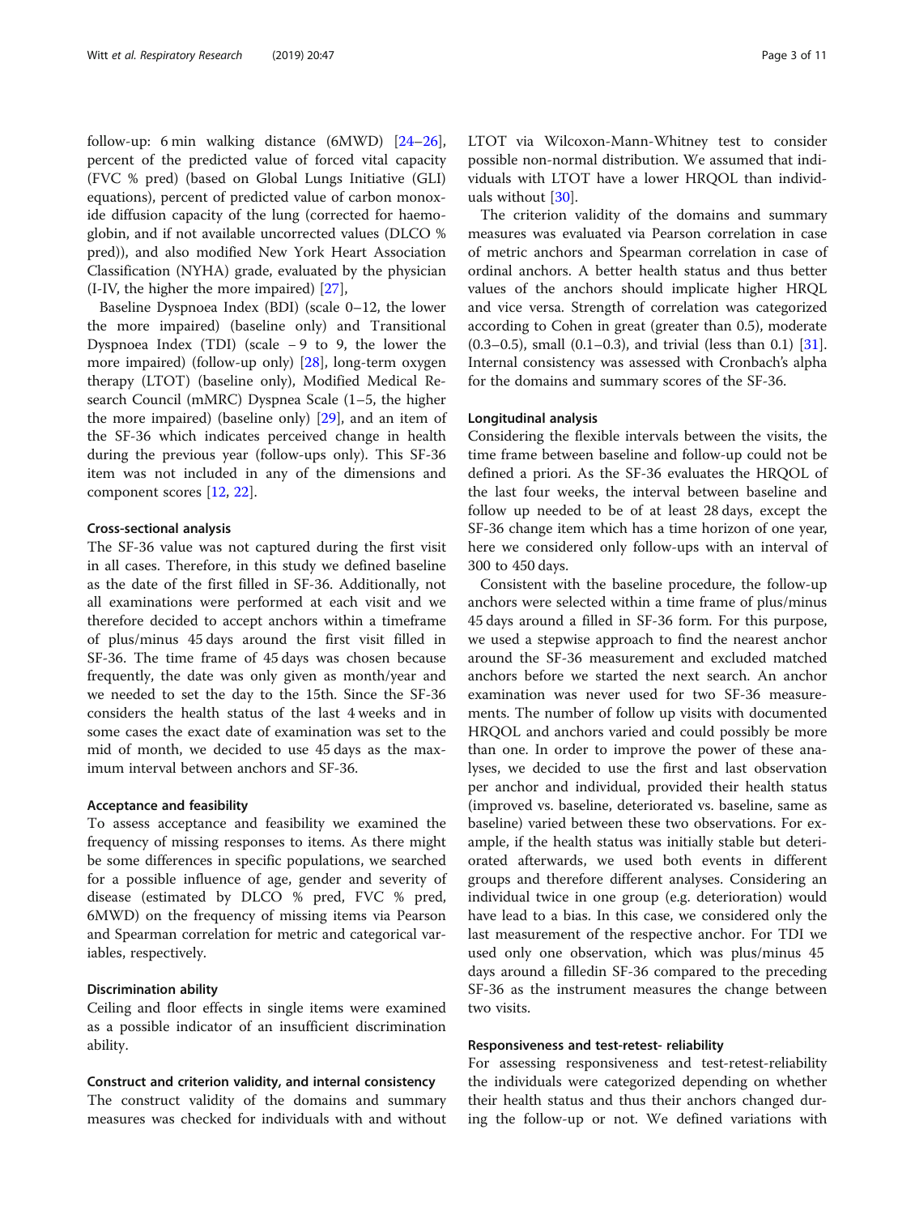follow-up: 6 min walking distance (6MWD) [24–26], percent of the predicted value of forced vital capacity (FVC % pred) (based on Global Lungs Initiative (GLI) equations), percent of predicted value of carbon monoxide diffusion capacity of the lung (corrected for haemoglobin, and if not available uncorrected values (DLCO % pred)), and also modified New York Heart Association Classification (NYHA) grade, evaluated by the physician (I-IV, the higher the more impaired) [27],

Baseline Dyspnoea Index (BDI) (scale 0–12, the lower the more impaired) (baseline only) and Transitional Dyspnoea Index (TDI) (scale − 9 to 9, the lower the more impaired) (follow-up only) [28], long-term oxygen therapy (LTOT) (baseline only), Modified Medical Research Council (mMRC) Dyspnea Scale (1–5, the higher the more impaired) (baseline only) [29], and an item of the SF-36 which indicates perceived change in health during the previous year (follow-ups only). This SF-36 item was not included in any of the dimensions and component scores [12, 22].

#### Cross-sectional analysis

The SF-36 value was not captured during the first visit in all cases. Therefore, in this study we defined baseline as the date of the first filled in SF-36. Additionally, not all examinations were performed at each visit and we therefore decided to accept anchors within a timeframe of plus/minus 45 days around the first visit filled in SF-36. The time frame of 45 days was chosen because frequently, the date was only given as month/year and we needed to set the day to the 15th. Since the SF-36 considers the health status of the last 4 weeks and in some cases the exact date of examination was set to the mid of month, we decided to use 45 days as the maximum interval between anchors and SF-36.

#### Acceptance and feasibility

To assess acceptance and feasibility we examined the frequency of missing responses to items. As there might be some differences in specific populations, we searched for a possible influence of age, gender and severity of disease (estimated by DLCO % pred, FVC % pred, 6MWD) on the frequency of missing items via Pearson and Spearman correlation for metric and categorical variables, respectively.

#### Discrimination ability

Ceiling and floor effects in single items were examined as a possible indicator of an insufficient discrimination ability.

#### Construct and criterion validity, and internal consistency

The construct validity of the domains and summary measures was checked for individuals with and without LTOT via Wilcoxon-Mann-Whitney test to consider possible non-normal distribution. We assumed that individuals with LTOT have a lower HRQOL than individuals without [30].

The criterion validity of the domains and summary measures was evaluated via Pearson correlation in case of metric anchors and Spearman correlation in case of ordinal anchors. A better health status and thus better values of the anchors should implicate higher HRQL and vice versa. Strength of correlation was categorized according to Cohen in great (greater than 0.5), moderate (0.3–0.5), small (0.1–0.3), and trivial (less than 0.1) [31]. Internal consistency was assessed with Cronbach's alpha for the domains and summary scores of the SF-36.

#### Longitudinal analysis

Considering the flexible intervals between the visits, the time frame between baseline and follow-up could not be defined a priori. As the SF-36 evaluates the HRQOL of the last four weeks, the interval between baseline and follow up needed to be of at least 28 days, except the SF-36 change item which has a time horizon of one year, here we considered only follow-ups with an interval of 300 to 450 days.

Consistent with the baseline procedure, the follow-up anchors were selected within a time frame of plus/minus 45 days around a filled in SF-36 form. For this purpose, we used a stepwise approach to find the nearest anchor around the SF-36 measurement and excluded matched anchors before we started the next search. An anchor examination was never used for two SF-36 measurements. The number of follow up visits with documented HRQOL and anchors varied and could possibly be more than one. In order to improve the power of these analyses, we decided to use the first and last observation per anchor and individual, provided their health status (improved vs. baseline, deteriorated vs. baseline, same as baseline) varied between these two observations. For example, if the health status was initially stable but deteriorated afterwards, we used both events in different groups and therefore different analyses. Considering an individual twice in one group (e.g. deterioration) would have lead to a bias. In this case, we considered only the last measurement of the respective anchor. For TDI we used only one observation, which was plus/minus 45 days around a filledin SF-36 compared to the preceding SF-36 as the instrument measures the change between two visits.

#### Responsiveness and test-retest- reliability

For assessing responsiveness and test-retest-reliability the individuals were categorized depending on whether their health status and thus their anchors changed during the follow-up or not. We defined variations with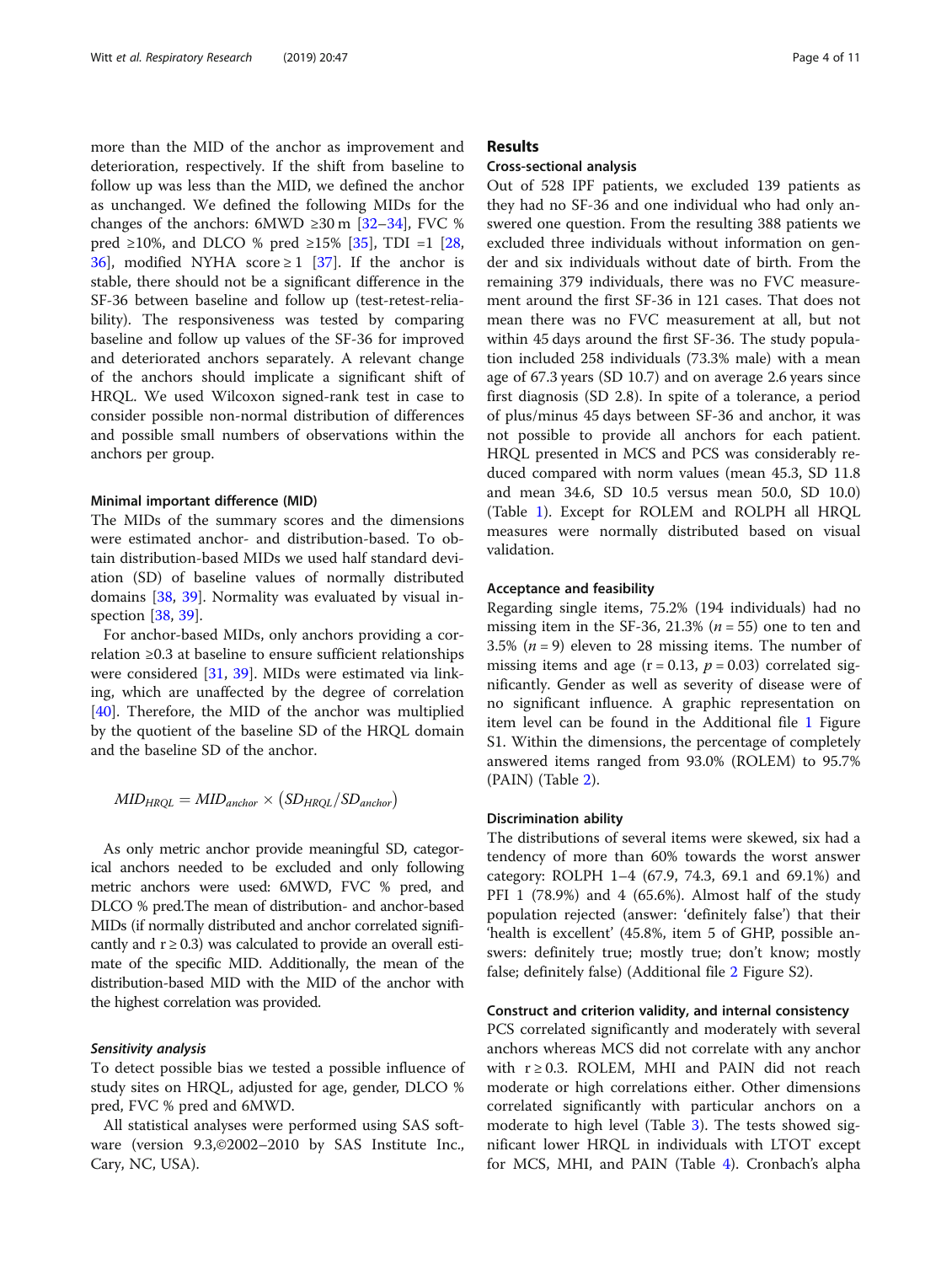more than the MID of the anchor as improvement and deterioration, respectively. If the shift from baseline to follow up was less than the MID, we defined the anchor as unchanged. We defined the following MIDs for the changes of the anchors: 6MWD ≥30 m [32–34], FVC % pred ≥10%, and DLCO % pred ≥15% [35], TDI =1 [28, 36], modified NYHA score ≥ 1 [37]. If the anchor is stable, there should not be a significant difference in the SF-36 between baseline and follow up (test-retest-reliability). The responsiveness was tested by comparing baseline and follow up values of the SF-36 for improved and deteriorated anchors separately. A relevant change of the anchors should implicate a significant shift of HRQL. We used Wilcoxon signed-rank test in case to consider possible non-normal distribution of differences and possible small numbers of observations within the anchors per group.

### Minimal important difference (MID)

The MIDs of the summary scores and the dimensions were estimated anchor- and distribution-based. To obtain distribution-based MIDs we used half standard deviation (SD) of baseline values of normally distributed domains [38, 39]. Normality was evaluated by visual inspection [38, 39].

For anchor-based MIDs, only anchors providing a correlation ≥0.3 at baseline to ensure sufficient relationships were considered [31, 39]. MIDs were estimated via linking, which are unaffected by the degree of correlation [40]. Therefore, the MID of the anchor was multiplied by the quotient of the baseline SD of the HRQL domain and the baseline SD of the anchor.

$$MID_{HRQL} = MID_{anchor} \times (SD_{HRQL}/SD_{anchor})$$

As only metric anchor provide meaningful SD, categorical anchors needed to be excluded and only following metric anchors were used: 6MWD, FVC % pred, and DLCO % pred.The mean of distribution- and anchor-based MIDs (if normally distributed and anchor correlated significantly and r ≥ 0.3) was calculated to provide an overall estimate of the specific MID. Additionally, the mean of the distribution-based MID with the MID of the anchor with the highest correlation was provided.

#### *Sensitivity analysis*

To detect possible bias we tested a possible influence of study sites on HRQL, adjusted for age, gender, DLCO % pred, FVC % pred and 6MWD.

All statistical analyses were performed using SAS software (version 9.3,©2002–2010 by SAS Institute Inc., Cary, NC, USA).

## Results

### Cross-sectional analysis

Out of 528 IPF patients, we excluded 139 patients as they had no SF-36 and one individual who had only answered one question. From the resulting 388 patients we excluded three individuals without information on gender and six individuals without date of birth. From the remaining 379 individuals, there was no FVC measurement around the first SF-36 in 121 cases. That does not mean there was no FVC measurement at all, but not within 45 days around the first SF-36. The study population included 258 individuals (73.3% male) with a mean age of 67.3 years (SD 10.7) and on average 2.6 years since first diagnosis (SD 2.8). In spite of a tolerance, a period of plus/minus 45 days between SF-36 and anchor, it was not possible to provide all anchors for each patient. HRQL presented in MCS and PCS was considerably reduced compared with norm values (mean 45.3, SD 11.8 and mean 34.6, SD 10.5 versus mean 50.0, SD 10.0) (Table 1). Except for ROLEM and ROLPH all HRQL measures were normally distributed based on visual validation.

### Acceptance and feasibility

Regarding single items, 75.2% (194 individuals) had no missing item in the SF-36, 21.3% ($n = 55$) one to ten and 3.5% ($n = 9$) eleven to 28 missing items. The number of missing items and age ($r = 0.13$, $p = 0.03$) correlated significantly. Gender as well as severity of disease were of no significant influence. A graphic representation on item level can be found in the Additional file 1 Figure S1. Within the dimensions, the percentage of completely answered items ranged from 93.0% (ROLEM) to 95.7% (PAIN) (Table 2).

### Discrimination ability

The distributions of several items were skewed, six had a tendency of more than 60% towards the worst answer category: ROLPH 1–4 (67.9, 74.3, 69.1 and 69.1%) and PFI 1 (78.9%) and 4 (65.6%). Almost half of the study population rejected (answer: 'definitely false') that their 'health is excellent' (45.8%, item 5 of GHP, possible answers: definitely true; mostly true; don't know; mostly false; definitely false) (Additional file 2 Figure S2).

### Construct and criterion validity, and internal consistency

PCS correlated significantly and moderately with several anchors whereas MCS did not correlate with any anchor with r ≥ 0.3. ROLEM, MHI and PAIN did not reach moderate or high correlations either. Other dimensions correlated significantly with particular anchors on a moderate to high level (Table 3). The tests showed significant lower HRQL in individuals with LTOT except for MCS, MHI, and PAIN (Table 4). Cronbach's alpha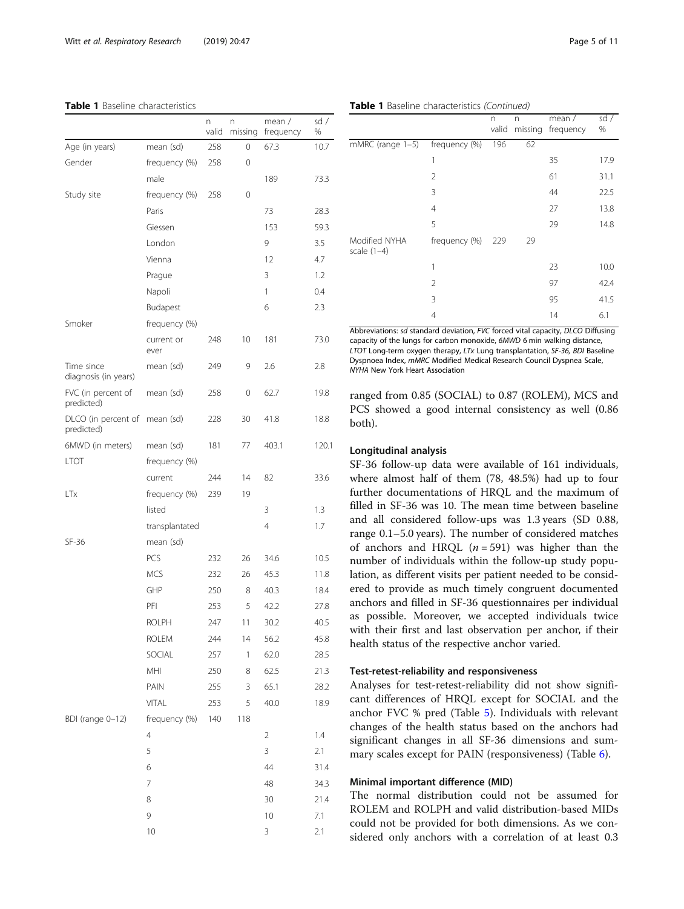**Table 1** Baseline characteristics

| | | n valid | n missing | mean / frequency | sd / % |
|---|---|---|---|---|---|
| Age (in years) | mean (sd) | 258 | 0 | 67.3 | 10.7 |
| Gender | frequency (%) | 258 | 0 | | |
| | male | | | 189 | 73.3 |
| Study site | frequency (%) | 258 | 0 | | |
| | Paris | | | 73 | 28.3 |
| | Giessen | | | 153 | 59.3 |
| | London | | | 9 | 3.5 |
| | Vienna | | | 12 | 4.7 |
| | Prague | | | 3 | 1.2 |
| | Napoli | | | 1 | 0.4 |
| | Budapest | | | 6 | 2.3 |
| Smoker | frequency (%) | | | | |
| | current or ever | 248 | 10 | 181 | 73.0 |
| Time since diagnosis (in years) | mean (sd) | 249 | 9 | 2.6 | 2.8 |
| FVC (in percent of predicted) | mean (sd) | 258 | 0 | 62.7 | 19.8 |
| DLCO (in percent of predicted) | mean (sd) | 228 | 30 | 41.8 | 18.8 |
| 6MWD (in meters) | mean (sd) | 181 | 77 | 403.1 | 120.1 |
| LTOT | frequency (%) | | | | |
| | current | 244 | 14 | 82 | 33.6 |
| LTx | frequency (%) | 239 | 19 | | |
| | listed | | | 3 | 1.3 |
| | transplantated | | | 4 | 1.7 |
| SF-36 | mean (sd) | | | | |
| | PCS | 232 | 26 | 34.6 | 10.5 |
| | MCS | 232 | 26 | 45.3 | 11.8 |
| | GHP | 250 | 8 | 40.3 | 18.4 |
| | PFI | 253 | 5 | 42.2 | 27.8 |
| | ROLPH | 247 | 11 | 30.2 | 40.5 |
| | ROLEM | 244 | 14 | 56.2 | 45.8 |
| | SOCIAL | 257 | 1 | 62.0 | 28.5 |
| | MHI | 250 | 8 | 62.5 | 21.3 |
| | PAIN | 255 | 3 | 65.1 | 28.2 |
| | VITAL | 253 | 5 | 40.0 | 18.9 |
| BDI (range 0–12) | frequency (%) | 140 | 118 | | |
| | 4 | | | 2 | 1.4 |
| | 5 | | | 3 | 2.1 |
| | 6 | | | 44 | 31.4 |
| | 7 | | | 48 | 34.3 |
| | 8 | | | 30 | 21.4 |
| | 9 | | | 10 | 7.1 |
| | 10 | | | 3 | 2.1 |
| mMRC (range 1–5) | frequency (%) | 196 | 62 | | |
| | 1 | | | 35 | 17.9 |
| | 2 | | | 61 | 31.1 |
| | 3 | | | 44 | 22.5 |
| | 4 | | | 27 | 13.8 |
| | 5 | | | 29 | 14.8 |
| Modified NYHA scale (1–4) | frequency (%) | 229 | 29 | | |
| | 1 | | | 23 | 10.0 |
| | 2 | | | 97 | 42.4 |
| | 3 | | | 95 | 41.5 |
| | 4 | | | 14 | 6.1 |

Abbreviations: *sd* standard deviation, *FVC* forced vital capacity, *DLCO* Diffusing capacity of the lungs for carbon monoxide, *6MWD* 6 min walking distance, *LTOT* Long-term oxygen therapy, *LTx* Lung transplantation, *SF-36, BDI* Baseline Dyspnoea Index, *mMRC* Modified Medical Research Council Dyspnea Scale, *NYHA* New York Heart Association

ranged from 0.85 (SOCIAL) to 0.87 (ROLEM), MCS and PCS showed a good internal consistency as well (0.86 both).

### Longitudinal analysis

SF-36 follow-up data were available of 161 individuals, where almost half of them (78, 48.5%) had up to four further documentations of HRQL and the maximum of filled in SF-36 was 10. The mean time between baseline and all considered follow-ups was 1.3 years (SD 0.88, range 0.1–5.0 years). The number of considered matches of anchors and HRQL ($n = 591$) was higher than the number of individuals within the follow-up study population, as different visits per patient needed to be considered to provide as much timely congruent documented anchors and filled in SF-36 questionnaires per individual as possible. Moreover, we accepted individuals twice with their first and last observation per anchor, if their health status of the respective anchor varied.

### Test-retest-reliability and responsiveness

Analyses for test-retest-reliability did not show significant differences of HRQL except for SOCIAL and the anchor FVC % pred (Table 5). Individuals with relevant changes of the health status based on the anchors had significant changes in all SF-36 dimensions and summary scales except for PAIN (responsiveness) (Table 6).

### Minimal important difference (MID)

The normal distribution could not be assumed for ROLEM and ROLPH and valid distribution-based MIDs could not be provided for both dimensions. As we considered only anchors with a correlation of at least 0.3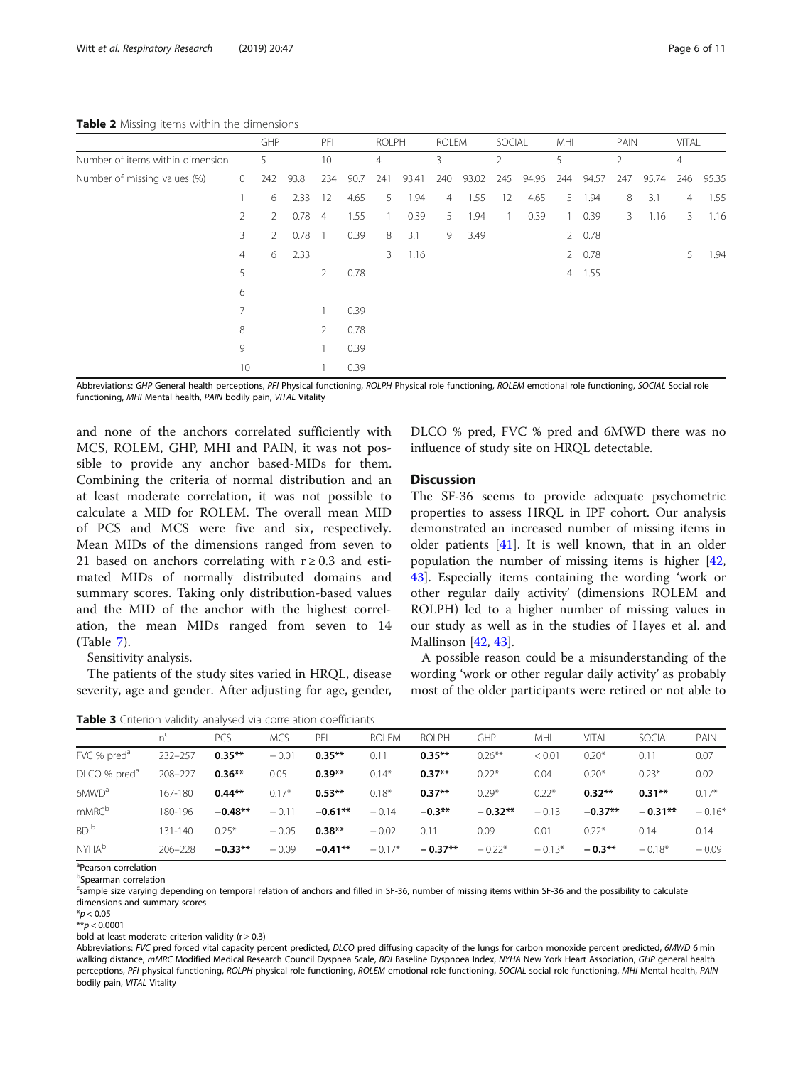**Table 2** Missing items within the dimensions

| | | GHP | | PFI | | ROLPH | | ROLEM | | SOCIAL | | MHI | | PAIN | | VITAL | |
|---|---|---|---|---|---|---|---|---|---|---|---|---|---|---|---|---|---|
| Number of items within dimension | | 5 | | 10 | | 4 | | 3 | | 2 | | 5 | | 2 | | 4 | |
| Number of missing values (%) | 0 | 242 | 93.8 | 234 | 90.7 | 241 | 93.41 | 240 | 93.02 | 245 | 94.96 | 244 | 94.57 | 247 | 95.74 | 246 | 95.35 |
| | 1 | 6 | 2.33 | 12 | 4.65 | 5 | 1.94 | 4 | 1.55 | 12 | 4.65 | 5 | 1.94 | 8 | 3.1 | 4 | 1.55 |
| | 2 | 2 | 0.78 | 4 | 1.55 | 1 | 0.39 | 5 | 1.94 | 1 | 0.39 | 1 | 0.39 | 3 | 1.16 | 3 | 1.16 |
| | 3 | 2 | 0.78 | 1 | 0.39 | 8 | 3.1 | 9 | 3.49 | | | 2 | 0.78 | | | | |
| | 4 | 6 | 2.33 | | | 3 | 1.16 | | | | | 2 | 0.78 | | | 5 | 1.94 |
| | 5 | | | 2 | 0.78 | | | | | | | 4 | 1.55 | | | | |
| | 6 | | | | | | | | | | | | | | | | |
| | 7 | | | 1 | 0.39 | | | | | | | | | | | | |
| | 8 | | | 2 | 0.78 | | | | | | | | | | | | |
| | 9 | | | 1 | 0.39 | | | | | | | | | | | | |
| | 10 | | | 1 | 0.39 | | | | | | | | | | | | |

Abbreviations: *GHP* General health perceptions, *PFI* Physical functioning, *ROLPH* Physical role functioning, *ROLEM* emotional role functioning, *SOCIAL* Social role functioning, *MHI* Mental health, *PAIN* bodily pain, *VITAL* Vitality

and none of the anchors correlated sufficiently with MCS, ROLEM, GHP, MHI and PAIN, it was not possible to provide any anchor based-MIDs for them. Combining the criteria of normal distribution and an at least moderate correlation, it was not possible to calculate a MID for ROLEM. The overall mean MID of PCS and MCS were five and six, respectively. Mean MIDs of the dimensions ranged from seven to 21 based on anchors correlating with $r \geq 0.3$ and estimated MIDs of normally distributed domains and summary scores. Taking only distribution-based values and the MID of the anchor with the highest correlation, the mean MIDs ranged from seven to 14 (Table 7).

Sensitivity analysis.

The patients of the study sites varied in HRQL, disease severity, age and gender. After adjusting for age, gender, DLCO % pred, FVC % pred and 6MWD there was no influence of study site on HRQL detectable.

## Discussion

The SF-36 seems to provide adequate psychometric properties to assess HRQL in IPF cohort. Our analysis demonstrated an increased number of missing items in older patients [41]. It is well known, that in an older population the number of missing items is higher [42, 43]. Especially items containing the wording 'work or other regular daily activity' (dimensions ROLEM and ROLPH) led to a higher number of missing values in our study as well as in the studies of Hayes et al. and Mallinson [42, 43].

A possible reason could be a misunderstanding of the wording 'work or other regular daily activity' as probably most of the older participants were retired or not able to

**Table 3** Criterion validity analysed via correlation coefficients

| | n[c] | PCS | MCS | PFI | ROLEM | ROLPH | GHP | MHI | VITAL | SOCIAL | PAIN |
|---|---|---|---|---|---|---|---|---|---|---|---|
| FVC % pred[a] | 232–257 | **0.35**** | −0.01 | **0.35**** | 0.11 | **0.35**** | 0.26** | < 0.01 | 0.20* | 0.11 | 0.07 |
| DLCO % pred[a] | 208–227 | **0.36**** | 0.05 | **0.39**** | 0.14* | **0.37**** | 0.22* | 0.04 | 0.20* | 0.23* | 0.02 |
| 6MWD[a] | 167-180 | **0.44**** | 0.17* | **0.53**** | 0.18* | **0.37**** | 0.29* | 0.22* | **0.32**** | **0.31**** | 0.17* |
| mMRC[b] | 180-196 | **−0.48**** | −0.11 | **−0.61**** | −0.14 | **−0.3**** | **−0.32**** | −0.13 | **−0.37**** | **−0.31**** | −0.16* |
| BDI[b] | 131-140 | 0.25* | −0.05 | **0.38**** | −0.02 | 0.11 | 0.09 | 0.01 | 0.22* | 0.14 | 0.14 |
| NYHA[b] | 206–228 | **−0.33**** | −0.09 | **−0.41**** | −0.17* | **−0.37**** | −0.22* | −0.13* | **−0.3**** | −0.18* | −0.09 |

[a]Pearson correlation
[b]Spearman correlation
[c]sample size varying depending on temporal relation of anchors and filled in SF-36, number of missing items within SF-36 and the possibility to calculate dimensions and summary scores
*$p < 0.05$
**$p < 0.0001$
bold at least moderate criterion validity ($r \geq 0.3$)
Abbreviations: *FVC* pred forced vital capacity percent predicted, *DLCO* pred diffusing capacity of the lungs for carbon monoxide percent predicted, *6MWD* 6 min walking distance, *mMRC* Modified Medical Research Council Dyspnea Scale, *BDI* Baseline Dyspnoea Index, *NYHA* New York Heart Association, *GHP* general health perceptions, *PFI* physical functioning, *ROLPH* physical role functioning, *ROLEM* emotional role functioning, *SOCIAL* social role functioning, *MHI* Mental health, *PAIN* bodily pain, *VITAL* Vitality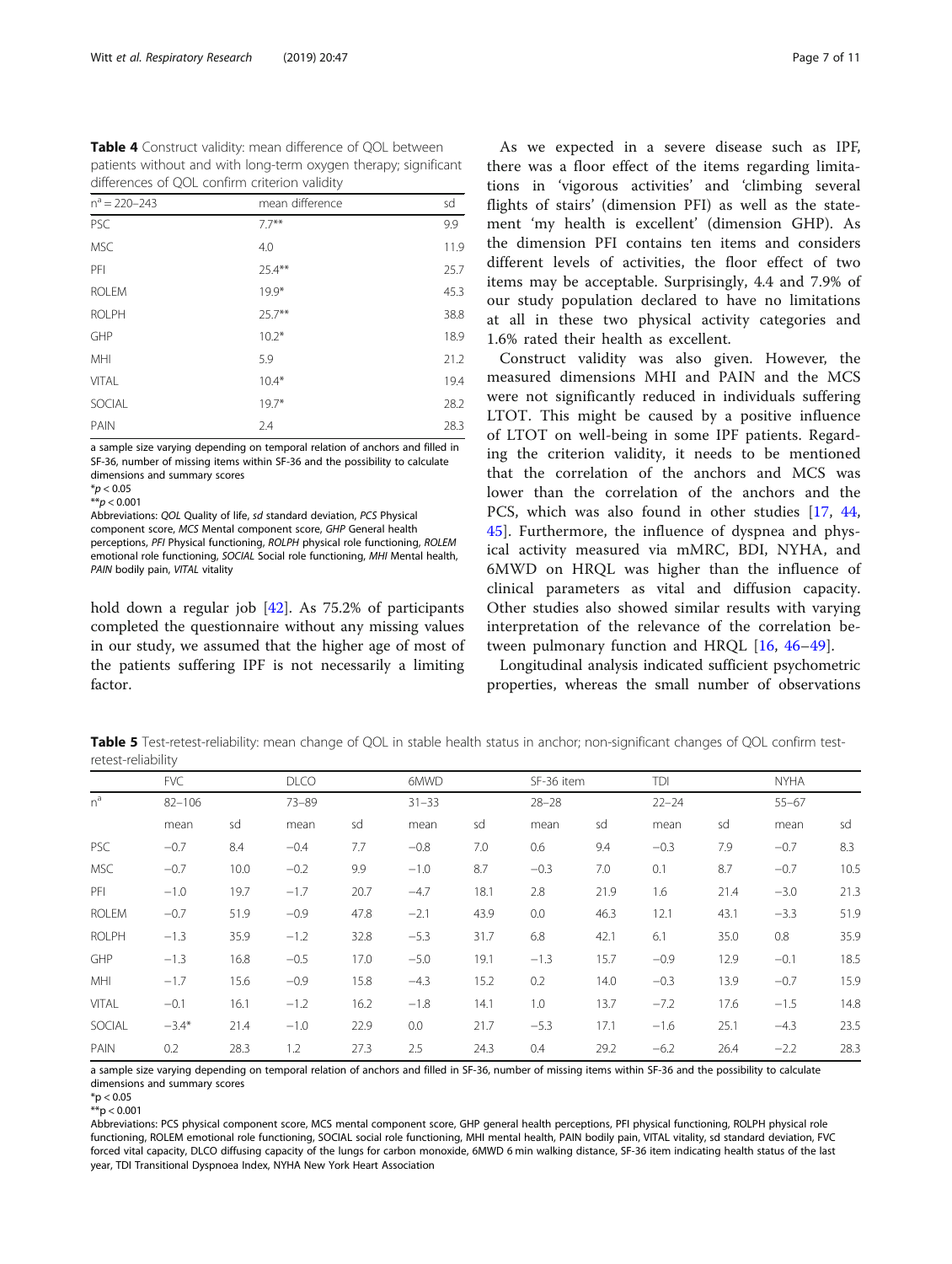**Table 4** Construct validity: mean difference of QOL between patients without and with long-term oxygen therapy; significant differences of QOL confirm criterion validity

| $n^a$ = 220–243 | mean difference | sd |
|---|---|---|
| PSC | 7.7** | 9.9 |
| MSC | 4.0 | 11.9 |
| PFI | 25.4** | 25.7 |
| ROLEM | 19.9* | 45.3 |
| ROLPH | 25.7** | 38.8 |
| GHP | 10.2* | 18.9 |
| MHI | 5.9 | 21.2 |
| VITAL | 10.4* | 19.4 |
| SOCIAL | 19.7* | 28.2 |
| PAIN | 2.4 | 28.3 |

a sample size varying depending on temporal relation of anchors and filled in SF-36, number of missing items within SF-36 and the possibility to calculate dimensions and summary scores
*$p < 0.05$
**$p < 0.001$
Abbreviations: *QOL* Quality of life, *sd* standard deviation, *PCS* Physical component score, *MCS* Mental component score, *GHP* General health perceptions, *PFI* Physical functioning, *ROLPH* physical role functioning, *ROLEM* emotional role functioning, *SOCIAL* Social role functioning, *MHI* Mental health, *PAIN* bodily pain, *VITAL* vitality

hold down a regular job [42]. As 75.2% of participants completed the questionnaire without any missing values in our study, we assumed that the higher age of most of the patients suffering IPF is not necessarily a limiting factor.

As we expected in a severe disease such as IPF, there was a floor effect of the items regarding limitations in 'vigorous activities' and 'climbing several flights of stairs' (dimension PFI) as well as the statement 'my health is excellent' (dimension GHP). As the dimension PFI contains ten items and considers different levels of activities, the floor effect of two items may be acceptable. Surprisingly, 4.4 and 7.9% of our study population declared to have no limitations at all in these two physical activity categories and 1.6% rated their health as excellent.

Construct validity was also given. However, the measured dimensions MHI and PAIN and the MCS were not significantly reduced in individuals suffering LTOT. This might be caused by a positive influence of LTOT on well-being in some IPF patients. Regarding the criterion validity, it needs to be mentioned that the correlation of the anchors and MCS was lower than the correlation of the anchors and the PCS, which was also found in other studies [17, 44, 45]. Furthermore, the influence of dyspnea and physical activity measured via mMRC, BDI, NYHA, and 6MWD on HRQL was higher than the influence of clinical parameters as vital and diffusion capacity. Other studies also showed similar results with varying interpretation of the relevance of the correlation between pulmonary function and HRQL [16, 46–49].

Longitudinal analysis indicated sufficient psychometric properties, whereas the small number of observations

**Table 5** Test-retest-reliability: mean change of QOL in stable health status in anchor; non-significant changes of QOL confirm test-retest-reliability

| | FVC | | DLCO | | 6MWD | | SF-36 item | | TDI | | NYHA | |
|---|---|---|---|---|---|---|---|---|---|---|---|---|
| $n^a$ | 82–106 | | 73–89 | | 31–33 | | 28–28 | | 22–24 | | 55–67 | |
| | mean | sd | mean | sd | mean | sd | mean | sd | mean | sd | mean | sd |
| PSC | −0.7 | 8.4 | −0.4 | 7.7 | −0.8 | 7.0 | 0.6 | 9.4 | −0.3 | 7.9 | −0.7 | 8.3 |
| MSC | −0.7 | 10.0 | −0.2 | 9.9 | −1.0 | 8.7 | −0.3 | 7.0 | 0.1 | 8.7 | −0.7 | 10.5 |
| PFI | −1.0 | 19.7 | −1.7 | 20.7 | −4.7 | 18.1 | 2.8 | 21.9 | 1.6 | 21.4 | −3.0 | 21.3 |
| ROLEM | −0.7 | 51.9 | −0.9 | 47.8 | −2.1 | 43.9 | 0.0 | 46.3 | 12.1 | 43.1 | −3.3 | 51.9 |
| ROLPH | −1.3 | 35.9 | −1.2 | 32.8 | −5.3 | 31.7 | 6.8 | 42.1 | 6.1 | 35.0 | 0.8 | 35.9 |
| GHP | −1.3 | 16.8 | −0.5 | 17.0 | −5.0 | 19.1 | −1.3 | 15.7 | −0.9 | 12.9 | −0.1 | 18.5 |
| MHI | −1.7 | 15.6 | −0.9 | 15.8 | −4.3 | 15.2 | 0.2 | 14.0 | −0.3 | 13.9 | −0.7 | 15.9 |
| VITAL | −0.1 | 16.1 | −1.2 | 16.2 | −1.8 | 14.1 | 1.0 | 13.7 | −7.2 | 17.6 | −1.5 | 14.8 |
| SOCIAL | −3.4* | 21.4 | −1.0 | 22.9 | 0.0 | 21.7 | −5.3 | 17.1 | −1.6 | 25.1 | −4.3 | 23.5 |
| PAIN | 0.2 | 28.3 | 1.2 | 27.3 | 2.5 | 24.3 | 0.4 | 29.2 | −6.2 | 26.4 | −2.2 | 28.3 |

a sample size varying depending on temporal relation of anchors and filled in SF-36, number of missing items within SF-36 and the possibility to calculate dimensions and summary scores
*$p < 0.05$
**$p < 0.001$
Abbreviations: PCS physical component score, MCS mental component score, GHP general health perceptions, PFI physical functioning, ROLPH physical role functioning, ROLEM emotional role functioning, SOCIAL social role functioning, MHI mental health, PAIN bodily pain, VITAL vitality, sd standard deviation, FVC forced vital capacity, DLCO diffusing capacity of the lungs for carbon monoxide, 6MWD 6 min walking distance, SF-36 item indicating health status of the last year, TDI Transitional Dyspnoea Index, NYHA New York Heart Association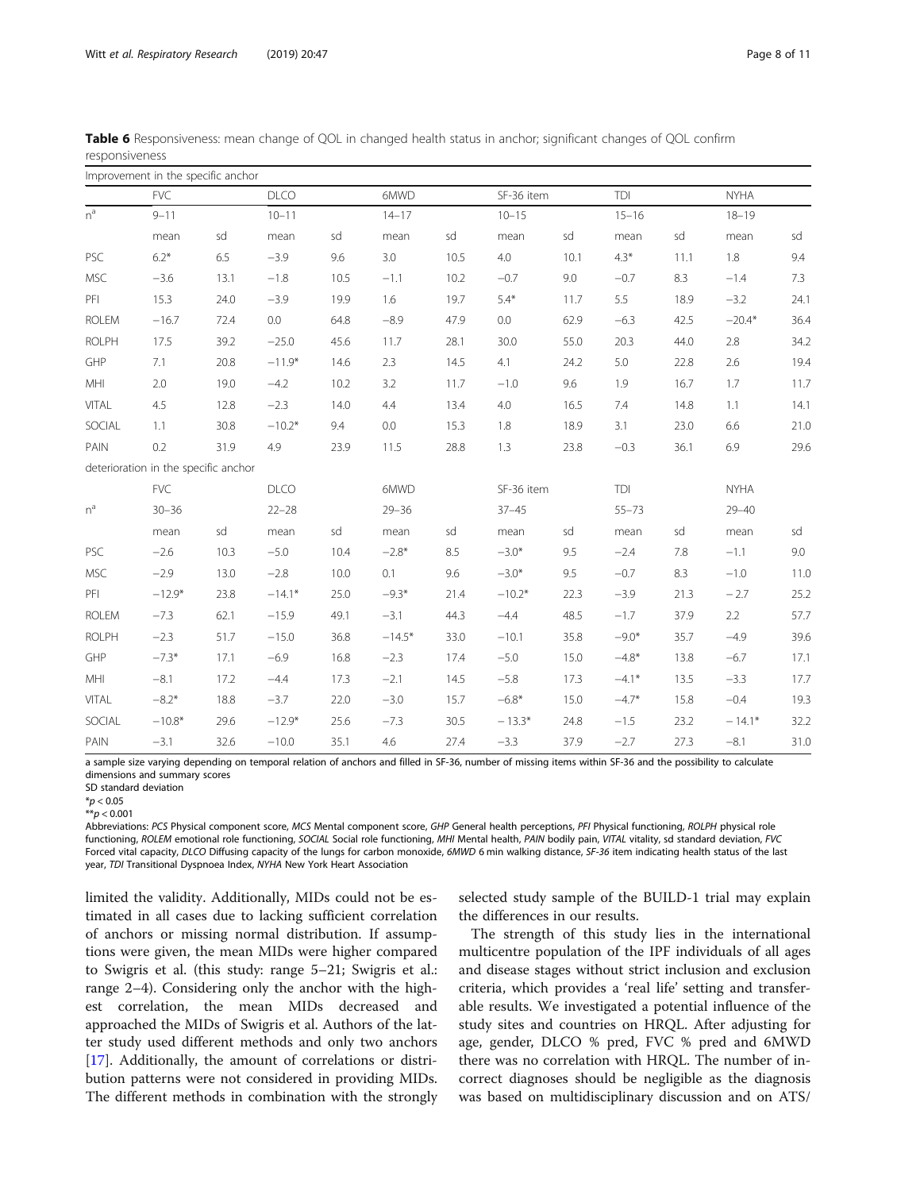**Table 6** Responsiveness: mean change of QOL in changed health status in anchor; significant changes of QOL confirm responsiveness

| Improvement in the specific anchor | | | | | | | | | | | | |
|---|---|---|---|---|---|---|---|---|---|---|---|---|
| | FVC | | DLCO | | 6MWD | | SF-36 item | | TDI | | NYHA | |
| n[a] | 9–11 | | 10–11 | | 14–17 | | 10–15 | | 15–16 | | 18–19 | |
| | mean | sd | mean | sd | mean | sd | mean | sd | mean | sd | mean | sd |
| PSC | 6.2* | 6.5 | −3.9 | 9.6 | 3.0 | 10.5 | 4.0 | 10.1 | 4.3* | 11.1 | 1.8 | 9.4 |
| MSC | −3.6 | 13.1 | −1.8 | 10.5 | −1.1 | 10.2 | −0.7 | 9.0 | −0.7 | 8.3 | −1.4 | 7.3 |
| PFI | 15.3 | 24.0 | −3.9 | 19.9 | 1.6 | 19.7 | 5.4* | 11.7 | 5.5 | 18.9 | −3.2 | 24.1 |
| ROLEM | −16.7 | 72.4 | 0.0 | 64.8 | −8.9 | 47.9 | 0.0 | 62.9 | −6.3 | 42.5 | −20.4* | 36.4 |
| ROLPH | 17.5 | 39.2 | −25.0 | 45.6 | 11.7 | 28.1 | 30.0 | 55.0 | 20.3 | 44.0 | 2.8 | 34.2 |
| GHP | 7.1 | 20.8 | −11.9* | 14.6 | 2.3 | 14.5 | 4.1 | 24.2 | 5.0 | 22.8 | 2.6 | 19.4 |
| MHI | 2.0 | 19.0 | −4.2 | 10.2 | 3.2 | 11.7 | −1.0 | 9.6 | 1.9 | 16.7 | 1.7 | 11.7 |
| VITAL | 4.5 | 12.8 | −2.3 | 14.0 | 4.4 | 13.4 | 4.0 | 16.5 | 7.4 | 14.8 | 1.1 | 14.1 |
| SOCIAL | 1.1 | 30.8 | −10.2* | 9.4 | 0.0 | 15.3 | 1.8 | 18.9 | 3.1 | 23.0 | 6.6 | 21.0 |
| PAIN | 0.2 | 31.9 | 4.9 | 23.9 | 11.5 | 28.8 | 1.3 | 23.8 | −0.3 | 36.1 | 6.9 | 29.6 |
| deterioration in the specific anchor | | | | | | | | | | | | |
| | FVC | | DLCO | | 6MWD | | SF-36 item | | TDI | | NYHA | |
| n[a] | 30–36 | | 22–28 | | 29–36 | | 37–45 | | 55–73 | | 29–40 | |
| | mean | sd | mean | sd | mean | sd | mean | sd | mean | sd | mean | sd |
| PSC | −2.6 | 10.3 | −5.0 | 10.4 | −2.8* | 8.5 | −3.0* | 9.5 | −2.4 | 7.8 | −1.1 | 9.0 |
| MSC | −2.9 | 13.0 | −2.8 | 10.0 | 0.1 | 9.6 | −3.0* | 9.5 | −0.7 | 8.3 | −1.0 | 11.0 |
| PFI | −12.9* | 23.8 | −14.1* | 25.0 | −9.3* | 21.4 | −10.2* | 22.3 | −3.9 | 21.3 | −2.7 | 25.2 |
| ROLEM | −7.3 | 62.1 | −15.9 | 49.1 | −3.1 | 44.3 | −4.4 | 48.5 | −1.7 | 37.9 | 2.2 | 57.7 |
| ROLPH | −2.3 | 51.7 | −15.0 | 36.8 | −14.5* | 33.0 | −10.1 | 35.8 | −9.0* | 35.7 | −4.9 | 39.6 |
| GHP | −7.3* | 17.1 | −6.9 | 16.8 | −2.3 | 17.4 | −5.0 | 15.0 | −4.8* | 13.8 | −6.7 | 17.1 |
| MHI | −8.1 | 17.2 | −4.4 | 17.3 | −2.1 | 14.5 | −5.8 | 17.3 | −4.1* | 13.5 | −3.3 | 17.7 |
| VITAL | −8.2* | 18.8 | −3.7 | 22.0 | −3.0 | 15.7 | −6.8* | 15.0 | −4.7* | 15.8 | −0.4 | 19.3 |
| SOCIAL | −10.8* | 29.6 | −12.9* | 25.6 | −7.3 | 30.5 | −13.3* | 24.8 | −1.5 | 23.2 | −14.1* | 32.2 |
| PAIN | −3.1 | 32.6 | −10.0 | 35.1 | 4.6 | 27.4 | −3.3 | 37.9 | −2.7 | 27.3 | −8.1 | 31.0 |

a sample size varying depending on temporal relation of anchors and filled in SF-36, number of missing items within SF-36 and the possibility to calculate dimensions and summary scores

SD standard deviation

*$p < 0.05$

**$p < 0.001$

Abbreviations: *PCS* Physical component score, *MCS* Mental component score, *GHP* General health perceptions, *PFI* Physical functioning, *ROLPH* physical role functioning, *ROLEM* emotional role functioning, *SOCIAL* Social role functioning, *MHI* Mental health, *PAIN* bodily pain, *VITAL* vitality, sd standard deviation, *FVC* Forced vital capacity, *DLCO* Diffusing capacity of the lungs for carbon monoxide, *6MWD* 6 min walking distance, *SF-36* item indicating health status of the last year, *TDI* Transitional Dyspnoea Index, *NYHA* New York Heart Association

limited the validity. Additionally, MIDs could not be estimated in all cases due to lacking sufficient correlation of anchors or missing normal distribution. If assumptions were given, the mean MIDs were higher compared to Swigris et al. (this study: range 5–21; Swigris et al.: range 2–4). Considering only the anchor with the highest correlation, the mean MIDs decreased and approached the MIDs of Swigris et al. Authors of the latter study used different methods and only two anchors [17]. Additionally, the amount of correlations or distribution patterns were not considered in providing MIDs. The different methods in combination with the strongly selected study sample of the BUILD-1 trial may explain the differences in our results.

The strength of this study lies in the international multicentre population of the IPF individuals of all ages and disease stages without strict inclusion and exclusion criteria, which provides a 'real life' setting and transferable results. We investigated a potential influence of the study sites and countries on HRQL. After adjusting for age, gender, DLCO % pred, FVC % pred and 6MWD there was no correlation with HRQL. The number of incorrect diagnoses should be negligible as the diagnosis was based on multidisciplinary discussion and on ATS/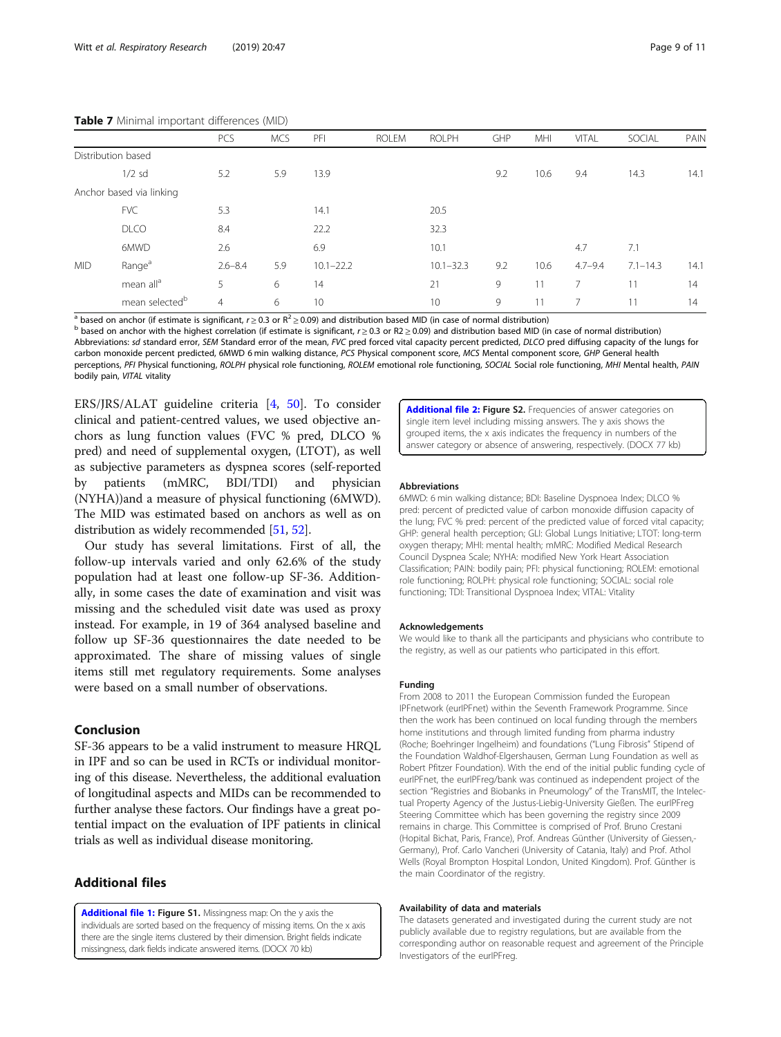**Table 7** Minimal important differences (MID)

| | | PCS | MCS | PFI | ROLEM | ROLPH | GHP | MHI | VITAL | SOCIAL | PAIN |
|---|---|---|---|---|---|---|---|---|---|---|---|
| Distribution based | | | | | | | | | | | |
| | 1/2 sd | 5.2 | 5.9 | 13.9 | | | 9.2 | 10.6 | 9.4 | 14.3 | 14.1 |
| Anchor based via linking | | | | | | | | | | | |
| | FVC | 5.3 | | 14.1 | | 20.5 | | | | | |
| | DLCO | 8.4 | | 22.2 | | 32.3 | | | | | |
| | 6MWD | 2.6 | | 6.9 | | 10.1 | | | 4.7 | 7.1 | |
| MID | Range[a] | 2.6–8.4 | 5.9 | 10.1–22.2 | | 10.1–32.3 | 9.2 | 10.6 | 4.7–9.4 | 7.1–14.3 | 14.1 |
| | mean all[a] | 5 | 6 | 14 | | 21 | 9 | 11 | 7 | 11 | 14 |
| | mean selected[b] | 4 | 6 | 10 | | 10 | 9 | 11 | 7 | 11 | 14 |

[a] based on anchor (if estimate is significant, $r \geq 0.3$ or $R^2 \geq 0.09$) and distribution based MID (in case of normal distribution)
[b] based on anchor with the highest correlation (if estimate is significant, $r \geq 0.3$ or $R2 \geq 0.09$) and distribution based MID (in case of normal distribution)
Abbreviations: *sd* standard error, *SEM* Standard error of the mean, *FVC* pred forced vital capacity percent predicted, *DLCO* pred diffusing capacity of the lungs for carbon monoxide percent predicted, 6MWD 6 min walking distance, *PCS* Physical component score, *MCS* Mental component score, *GHP* General health perceptions, *PFI* Physical functioning, *ROLPH* physical role functioning, *ROLEM* emotional role functioning, *SOCIAL* Social role functioning, *MHI* Mental health, *PAIN* bodily pain, *VITAL* vitality

ERS/JRS/ALAT guideline criteria [4, 50]. To consider clinical and patient-centred values, we used objective anchors as lung function values (FVC % pred, DLCO % pred) and need of supplemental oxygen, (LTOT), as well as subjective parameters as dyspnea scores (self-reported by patients (mMRC, BDI/TDI) and physician (NYHA))and a measure of physical functioning (6MWD). The MID was estimated based on anchors as well as on distribution as widely recommended [51, 52].

Our study has several limitations. First of all, the follow-up intervals varied and only 62.6% of the study population had at least one follow-up SF-36. Additionally, in some cases the date of examination and visit was missing and the scheduled visit date was used as proxy instead. For example, in 19 of 364 analysed baseline and follow up SF-36 questionnaires the date needed to be approximated. The share of missing values of single items still met regulatory requirements. Some analyses were based on a small number of observations.

## Conclusion

SF-36 appears to be a valid instrument to measure HRQL in IPF and so can be used in RCTs or individual monitoring of this disease. Nevertheless, the additional evaluation of longitudinal aspects and MIDs can be recommended to further analyse these factors. Our findings have a great potential impact on the evaluation of IPF patients in clinical trials as well as individual disease monitoring.

## Additional files

**Additional file 1: Figure S1.** Missingness map: On the y axis the individuals are sorted based on the frequency of missing items. On the x axis there are the single items clustered by their dimension. Bright fields indicate missingness, dark fields indicate answered items. (DOCX 70 kb)

**Additional file 2: Figure S2.** Frequencies of answer categories on single item level including missing answers. The y axis shows the grouped items, the x axis indicates the frequency in numbers of the answer category or absence of answering, respectively. (DOCX 77 kb)

### Abbreviations

6MWD: 6 min walking distance; BDI: Baseline Dyspnoea Index; DLCO % pred: percent of predicted value of carbon monoxide diffusion capacity of the lung; FVC % pred: percent of the predicted value of forced vital capacity; GHP: general health perception; GLI: Global Lungs Initiative; LTOT: long-term oxygen therapy; MHI: mental health; mMRC: Modified Medical Research Council Dyspnea Scale; NYHA: modified New York Heart Association Classification; PAIN: bodily pain; PFI: physical functioning; ROLEM: emotional role functioning; ROLPH: physical role functioning; SOCIAL: social role functioning; TDI: Transitional Dyspnoea Index; VITAL: Vitality

### Acknowledgements

We would like to thank all the participants and physicians who contribute to the registry, as well as our patients who participated in this effort.

### Funding

From 2008 to 2011 the European Commission funded the European IPFnetwork (eurIPFnet) within the Seventh Framework Programme. Since then the work has been continued on local funding through the members home institutions and through limited funding from pharma industry (Roche; Boehringer Ingelheim) and foundations ("Lung Fibrosis" Stipend of the Foundation Waldhof-Elgershausen, German Lung Foundation as well as Robert Pfitzer Foundation). With the end of the initial public funding cycle of eurIPFnet, the eurIPFreg/bank was continued as independent project of the section "Registries and Biobanks in Pneumology" of the TransMIT, the Intelectual Property Agency of the Justus-Liebig-University Gießen. The eurIPFreg Steering Committee which has been governing the registry since 2009 remains in charge. This Committee is comprised of Prof. Bruno Crestani (Hopital Bichat, Paris, France), Prof. Andreas Günther (University of Giessen,-Germany), Prof. Carlo Vancheri (University of Catania, Italy) and Prof. Athol Wells (Royal Brompton Hospital London, United Kingdom). Prof. Günther is the main Coordinator of the registry.

### Availability of data and materials

The datasets generated and investigated during the current study are not publicly available due to registry regulations, but are available from the corresponding author on reasonable request and agreement of the Principle Investigators of the eurIPFreg.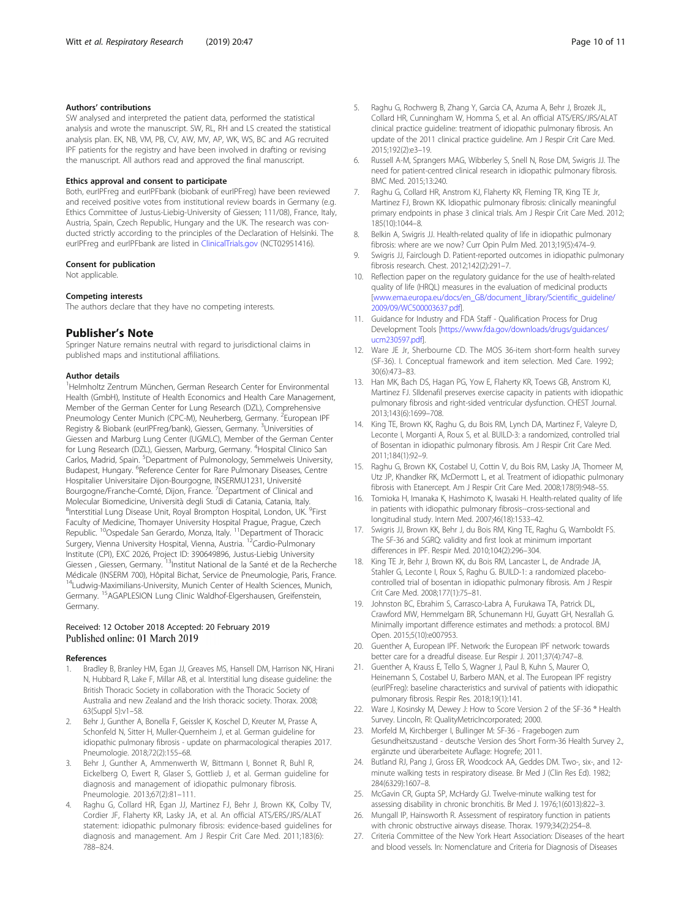#### Authors' contributions

SW analysed and interpreted the patient data, performed the statistical analysis and wrote the manuscript. SW, RL, RH and LS created the statistical analysis plan. EK, NB, VM, PB, CV, AW, MV, AP, WK, WS, BC and AG recruited IPF patients for the registry and have been involved in drafting or revising the manuscript. All authors read and approved the final manuscript.

#### Ethics approval and consent to participate

Both, eurIPFreg and eurIPFbank (biobank of eurIPFreg) have been reviewed and received positive votes from institutional review boards in Germany (e.g. Ethics Committee of Justus-Liebig-University of Giessen; 111/08), France, Italy, Austria, Spain, Czech Republic, Hungary and the UK. The research was conducted strictly according to the principles of the Declaration of Helsinki. The eurIPFreg and eurIPFbank are listed in ClinicalTrials.gov (NCT02951416).

#### Consent for publication

Not applicable.

#### Competing interests

The authors declare that they have no competing interests.

## Publisher's Note

Springer Nature remains neutral with regard to jurisdictional claims in published maps and institutional affiliations.

#### Author details

[1]Helmholtz Zentrum München, German Research Center for Environmental Health (GmbH), Institute of Health Economics and Health Care Management, Member of the German Center for Lung Research (DZL), Comprehensive Pneumology Center Munich (CPC-M), Neuherberg, Germany. [2]European IPF Registry & Biobank (eurIPFreg/bank), Giessen, Germany. [3]Universities of Giessen and Marburg Lung Center (UGMLC), Member of the German Center for Lung Research (DZL), Giessen, Marburg, Germany. [4]Hospital Clinico San Carlos, Madrid, Spain. [5]Department of Pulmonology, Semmelweis University, Budapest, Hungary. [6]Reference Center for Rare Pulmonary Diseases, Centre Hospitalier Universitaire Dijon-Bourgogne, INSERMU1231, Université Bourgogne/Franche-Comté, Dijon, France. [7]Department of Clinical and Molecular Biomedicine, Università degli Studi di Catania, Catania, Italy. [8]Interstitial Lung Disease Unit, Royal Brompton Hospital, London, UK. [9]First Faculty of Medicine, Thomayer University Hospital Prague, Prague, Czech Republic. [10]Ospedale San Gerardo, Monza, Italy. [11]Department of Thoracic Surgery, Vienna University Hospital, Vienna, Austria. [12]Cardio-Pulmonary Institute (CPI), EXC 2026, Project ID: 390649896, Justus-Liebig University Giessen , Giessen, Germany. [13]Institut National de la Santé et de la Recherche Médicale (INSERM 700), Hôpital Bichat, Service de Pneumologie, Paris, France. [14]Ludwig-Maximilians-University, Munich Center of Health Sciences, Munich, Germany. [15]AGAPLESION Lung Clinic Waldhof-Elgershausen, Greifenstein, Germany.

Received: 12 October 2018 Accepted: 20 February 2019
Published online: 01 March 2019

#### References

1. Bradley B, Branley HM, Egan JJ, Greaves MS, Hansell DM, Harrison NK, Hirani N, Hubbard R, Lake F, Millar AB, et al. Interstitial lung disease guideline: the British Thoracic Society in collaboration with the Thoracic Society of Australia and new Zealand and the Irish thoracic society. Thorax. 2008; 63(Suppl 5):v1–58.
2. Behr J, Gunther A, Bonella F, Geissler K, Koschel D, Kreuter M, Prasse A, Schonfeld N, Sitter H, Muller-Quernheim J, et al. German guideline for idiopathic pulmonary fibrosis - update on pharmacological therapies 2017. Pneumologie. 2018;72(2):155–68.
3. Behr J, Gunther A, Ammenwerth W, Bittmann I, Bonnet R, Buhl R, Eickelberg O, Ewert R, Glaser S, Gottlieb J, et al. German guideline for diagnosis and management of idiopathic pulmonary fibrosis. Pneumologie. 2013;67(2):81–111.
4. Raghu G, Collard HR, Egan JJ, Martinez FJ, Behr J, Brown KK, Colby TV, Cordier JF, Flaherty KR, Lasky JA, et al. An official ATS/ERS/JRS/ALAT statement: idiopathic pulmonary fibrosis: evidence-based guidelines for diagnosis and management. Am J Respir Crit Care Med. 2011;183(6): 788–824.
5. Raghu G, Rochwerg B, Zhang Y, Garcia CA, Azuma A, Behr J, Brozek JL, Collard HR, Cunningham W, Homma S, et al. An official ATS/ERS/JRS/ALAT clinical practice guideline: treatment of idiopathic pulmonary fibrosis. An update of the 2011 clinical practice guideline. Am J Respir Crit Care Med. 2015;192(2):e3–19.
6. Russell A-M, Sprangers MAG, Wibberley S, Snell N, Rose DM, Swigris JJ. The need for patient-centred clinical research in idiopathic pulmonary fibrosis. BMC Med. 2015;13:240.
7. Raghu G, Collard HR, Anstrom KJ, Flaherty KR, Fleming TR, King TE Jr, Martinez FJ, Brown KK. Idiopathic pulmonary fibrosis: clinically meaningful primary endpoints in phase 3 clinical trials. Am J Respir Crit Care Med. 2012; 185(10):1044–8.
8. Belkin A, Swigris JJ. Health-related quality of life in idiopathic pulmonary fibrosis: where are we now? Curr Opin Pulm Med. 2013;19(5):474–9.
9. Swigris JJ, Fairclough D. Patient-reported outcomes in idiopathic pulmonary fibrosis research. Chest. 2012;142(2):291–7.
10. Reflection paper on the regulatory guidance for the use of health-related quality of life (HRQL) measures in the evaluation of medicinal products [www.ema.europa.eu/docs/en_GB/document_library/Scientific_guideline/2009/09/WC500003637.pdf].
11. Guidance for Industry and FDA Staff - Qualification Process for Drug Development Tools [https://www.fda.gov/downloads/drugs/guidances/ucm230597.pdf].
12. Ware JE Jr, Sherbourne CD. The MOS 36-item short-form health survey (SF-36). I. Conceptual framework and item selection. Med Care. 1992; 30(6):473–83.
13. Han MK, Bach DS, Hagan PG, Yow E, Flaherty KR, Toews GB, Anstrom KJ, Martinez FJ. SIldenafil preserves exercise capacity in patients with idiopathic pulmonary fibrosis and right-sided ventricular dysfunction. CHEST Journal. 2013;143(6):1699–708.
14. King TE, Brown KK, Raghu G, du Bois RM, Lynch DA, Martinez F, Valeyre D, Leconte I, Morganti A, Roux S, et al. BUILD-3: a randomized, controlled trial of Bosentan in idiopathic pulmonary fibrosis. Am J Respir Crit Care Med. 2011;184(1):92–9.
15. Raghu G, Brown KK, Costabel U, Cottin V, du Bois RM, Lasky JA, Thomeer M, Utz JP, Khandker RK, McDermott L, et al. Treatment of idiopathic pulmonary fibrosis with Etanercept. Am J Respir Crit Care Med. 2008;178(9):948–55.
16. Tomioka H, Imanaka K, Hashimoto K, Iwasaki H. Health-related quality of life in patients with idiopathic pulmonary fibrosis--cross-sectional and longitudinal study. Intern Med. 2007;46(18):1533–42.
17. Swigris JJ, Brown KK, Behr J, du Bois RM, King TE, Raghu G, Wamboldt FS. The SF-36 and SGRQ: validity and first look at minimum important differences in IPF. Respir Med. 2010;104(2):296–304.
18. King TE Jr, Behr J, Brown KK, du Bois RM, Lancaster L, de Andrade JA, Stahler G, Leconte I, Roux S, Raghu G. BUILD-1: a randomized placebo-controlled trial of bosentan in idiopathic pulmonary fibrosis. Am J Respir Crit Care Med. 2008;177(1):75–81.
19. Johnston BC, Ebrahim S, Carrasco-Labra A, Furukawa TA, Patrick DL, Crawford MW, Hemmelgarn BR, Schunemann HJ, Guyatt GH, Nesrallah G. Minimally important difference estimates and methods: a protocol. BMJ Open. 2015;5(10):e007953.
20. Guenther A, European IPF. Network: the European IPF network: towards better care for a dreadful disease. Eur Respir J. 2011;37(4):747–8.
21. Guenther A, Krauss E, Tello S, Wagner J, Paul B, Kuhn S, Maurer O, Heinemann S, Costabel U, Barbero MAN, et al. The European IPF registry (eurIPFreg): baseline characteristics and survival of patients with idiopathic pulmonary fibrosis. Respir Res. 2018;19(1):141.
22. Ware J, Kosinsky M, Dewey J: How to Score Version 2 of the SF-36 ® Health Survey. Lincoln, RI: QualityMetricIncorporated; 2000.
23. Morfeld M, Kirchberger I, Bullinger M: SF-36 - Fragebogen zum Gesundheitszustand - deutsche Version des Short Form-36 Health Survey 2., ergänzte und überarbeitete Auflage: Hogrefe; 2011.
24. Butland RJ, Pang J, Gross ER, Woodcock AA, Geddes DM. Two-, six-, and 12-minute walking tests in respiratory disease. Br Med J (Clin Res Ed). 1982; 284(6329):1607–8.
25. McGavin CR, Gupta SP, McHardy GJ. Twelve-minute walking test for assessing disability in chronic bronchitis. Br Med J. 1976;1(6013):822–3.
26. Mungall IP, Hainsworth R. Assessment of respiratory function in patients with chronic obstructive airways disease. Thorax. 1979;34(2):254–8.
27. Criteria Committee of the New York Heart Association: Diseases of the heart and blood vessels. In: Nomenclature and Criteria for Diagnosis of Diseases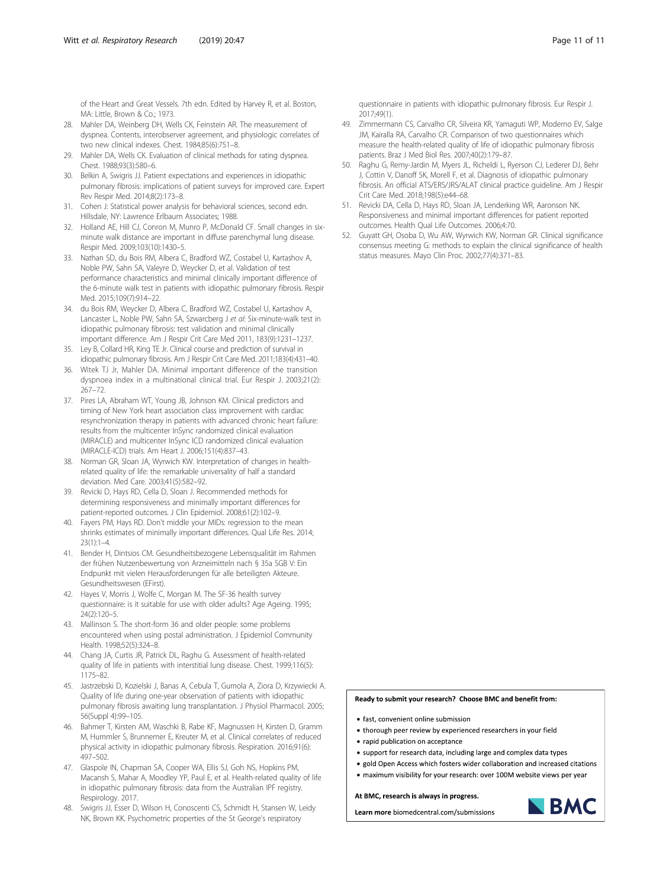of the Heart and Great Vessels. 7th edn. Edited by Harvey R, et al. Boston, MA: Little, Brown & Co.; 1973.

28. Mahler DA, Weinberg DH, Wells CK, Feinstein AR. The measurement of dyspnea. Contents, interobserver agreement, and physiologic correlates of two new clinical indexes. Chest. 1984;85(6):751–8.
29. Mahler DA, Wells CK. Evaluation of clinical methods for rating dyspnea. Chest. 1988;93(3):580–6.
30. Belkin A, Swigris JJ. Patient expectations and experiences in idiopathic pulmonary fibrosis: implications of patient surveys for improved care. Expert Rev Respir Med. 2014;8(2):173–8.
31. Cohen J: Statistical power analysis for behavioral sciences, second edn. Hillsdale, NY: Lawrence Erlbaum Associates; 1988.
32. Holland AE, Hill CJ, Conron M, Munro P, McDonald CF. Small changes in six-minute walk distance are important in diffuse parenchymal lung disease. Respir Med. 2009;103(10):1430–5.
33. Nathan SD, du Bois RM, Albera C, Bradford WZ, Costabel U, Kartashov A, Noble PW, Sahn SA, Valeyre D, Weycker D, et al. Validation of test performance characteristics and minimal clinically important difference of the 6-minute walk test in patients with idiopathic pulmonary fibrosis. Respir Med. 2015;109(7):914–22.
34. du Bois RM, Weycker D, Albera C, Bradford WZ, Costabel U, Kartashov A, Lancaster L, Noble PW, Sahn SA, Szwarcberg J *et al*: Six-minute-walk test in idiopathic pulmonary fibrosis: test validation and minimal clinically important difference. Am J Respir Crit Care Med 2011, 183(9):1231–1237.
35. Ley B, Collard HR, King TE Jr. Clinical course and prediction of survival in idiopathic pulmonary fibrosis. Am J Respir Crit Care Med. 2011;183(4):431–40.
36. Witek TJ Jr, Mahler DA. Minimal important difference of the transition dyspnoea index in a multinational clinical trial. Eur Respir J. 2003;21(2): 267–72.
37. Pires LA, Abraham WT, Young JB, Johnson KM. Clinical predictors and timing of New York heart association class improvement with cardiac resynchronization therapy in patients with advanced chronic heart failure: results from the multicenter InSync randomized clinical evaluation (MIRACLE) and multicenter InSync ICD randomized clinical evaluation (MIRACLE-ICD) trials. Am Heart J. 2006;151(4):837–43.
38. Norman GR, Sloan JA, Wyrwich KW. Interpretation of changes in health-related quality of life: the remarkable universality of half a standard deviation. Med Care. 2003;41(5):582–92.
39. Revicki D, Hays RD, Cella D, Sloan J. Recommended methods for determining responsiveness and minimally important differences for patient-reported outcomes. J Clin Epidemiol. 2008;61(2):102–9.
40. Fayers PM, Hays RD. Don't middle your MIDs: regression to the mean shrinks estimates of minimally important differences. Qual Life Res. 2014; 23(1):1–4.
41. Bender H, Dintsios CM. Gesundheitsbezogene Lebensqualität im Rahmen der frühen Nutzenbewertung von Arzneimitteln nach § 35a SGB V: Ein Endpunkt mit vielen Herausforderungen für alle beteiligten Akteure. Gesundheitswesen (EFirst).
42. Hayes V, Morris J, Wolfe C, Morgan M. The SF-36 health survey questionnaire: is it suitable for use with older adults? Age Ageing. 1995; 24(2):120–5.
43. Mallinson S. The short-form 36 and older people: some problems encountered when using postal administration. J Epidemiol Community Health. 1998;52(5):324–8.
44. Chang JA, Curtis JR, Patrick DL, Raghu G. Assessment of health-related quality of life in patients with interstitial lung disease. Chest. 1999;116(5): 1175–82.
45. Jastrzebski D, Kozielski J, Banas A, Cebula T, Gumola A, Ziora D, Krzywiecki A. Quality of life during one-year observation of patients with idiopathic pulmonary fibrosis awaiting lung transplantation. J Physiol Pharmacol. 2005; 56(Suppl 4):99–105.
46. Bahmer T, Kirsten AM, Waschki B, Rabe KF, Magnussen H, Kirsten D, Gramm M, Hummler S, Brunnemer E, Kreuter M, et al. Clinical correlates of reduced physical activity in idiopathic pulmonary fibrosis. Respiration. 2016;91(6): 497–502.
47. Glaspole IN, Chapman SA, Cooper WA, Ellis SJ, Goh NS, Hopkins PM, Macansh S, Mahar A, Moodley YP, Paul E, et al. Health-related quality of life in idiopathic pulmonary fibrosis: data from the Australian IPF registry. Respirology. 2017.
48. Swigris JJ, Esser D, Wilson H, Conoscenti CS, Schmidt H, Stansen W, Leidy NK, Brown KK. Psychometric properties of the St George's respiratory questionnaire in patients with idiopathic pulmonary fibrosis. Eur Respir J. 2017;49(1).
49. Zimmermann CS, Carvalho CR, Silveira KR, Yamaguti WP, Moderno EV, Salge JM, Kairalla RA, Carvalho CR. Comparison of two questionnaires which measure the health-related quality of life of idiopathic pulmonary fibrosis patients. Braz J Med Biol Res. 2007;40(2):179–87.
50. Raghu G, Remy-Jardin M, Myers JL, Richeldi L, Ryerson CJ, Lederer DJ, Behr J, Cottin V, Danoff SK, Morell F, et al. Diagnosis of idiopathic pulmonary fibrosis. An official ATS/ERS/JRS/ALAT clinical practice guideline. Am J Respir Crit Care Med. 2018;198(5):e44–68.
51. Revicki DA, Cella D, Hays RD, Sloan JA, Lenderking WR, Aaronson NK. Responsiveness and minimal important differences for patient reported outcomes. Health Qual Life Outcomes. 2006;4:70.
52. Guyatt GH, Osoba D, Wu AW, Wyrwich KW, Norman GR. Clinical significance consensus meeting G: methods to explain the clinical significance of health status measures. Mayo Clin Proc. 2002;77(4):371–83.

**Ready to submit your research? Choose BMC and benefit from:**

- fast, convenient online submission
- thorough peer review by experienced researchers in your field
- rapid publication on acceptance
- support for research data, including large and complex data types
- gold Open Access which fosters wider collaboration and increased citations
- maximum visibility for your research: over 100M website views per year

**At BMC, research is always in progress.**

**Learn more** biomedcentral.com/submissions

BMC